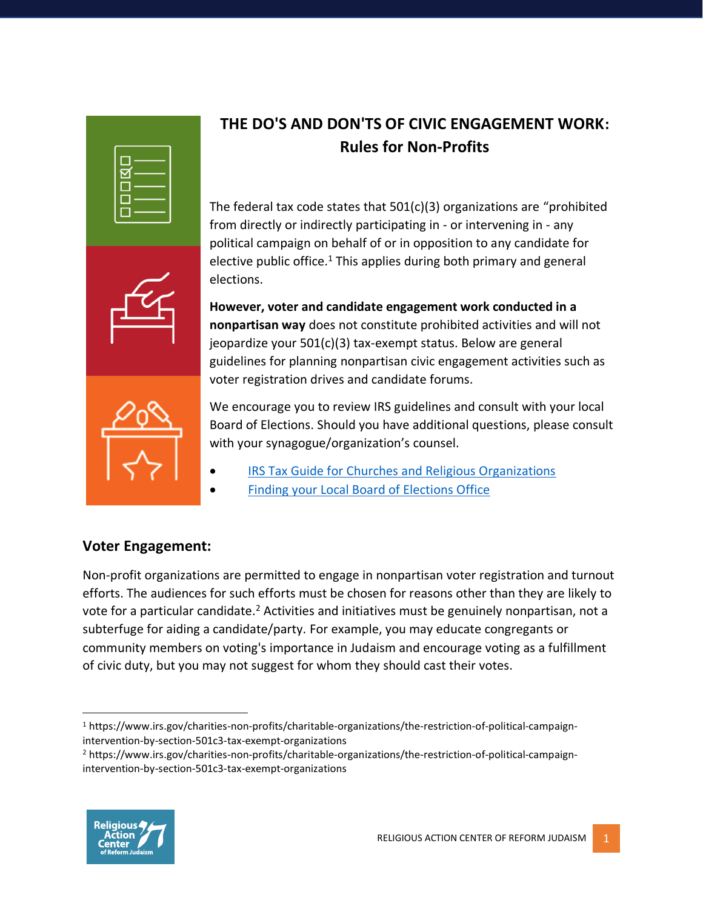# THE DO'S AND DON'TS OF CIVIC ENGAGEMENT WORK: Rules for Non-Profits

The federal tax code states that 501(c)(3) organizations are "prohibited from directly or indirectly participating in - or intervening in - any political campaign on behalf of or in opposition to any candidate for elective public office.[1] This applies during both primary and general elections.

**However, voter and candidate engagement work conducted in a nonpartisan way** does not constitute prohibited activities and will not jeopardize your 501(c)(3) tax-exempt status. Below are general guidelines for planning nonpartisan civic engagement activities such as voter registration drives and candidate forums.

We encourage you to review IRS guidelines and consult with your local Board of Elections. Should you have additional questions, please consult with your synagogue/organization's counsel.

- IRS Tax Guide for Churches and Religious Organizations
- Finding your Local Board of Elections Office

## Voter Engagement:

Non-profit organizations are permitted to engage in nonpartisan voter registration and turnout efforts. The audiences for such efforts must be chosen for reasons other than they are likely to vote for a particular candidate.[2] Activities and initiatives must be genuinely nonpartisan, not a subterfuge for aiding a candidate/party. For example, you may educate congregants or community members on voting's importance in Judaism and encourage voting as a fulfillment of civic duty, but you may not suggest for whom they should cast their votes.

---

[1] https://www.irs.gov/charities-non-profits/charitable-organizations/the-restriction-of-political-campaign-intervention-by-section-501c3-tax-exempt-organizations

[2] https://www.irs.gov/charities-non-profits/charitable-organizations/the-restriction-of-political-campaign-intervention-by-section-501c3-tax-exempt-organizations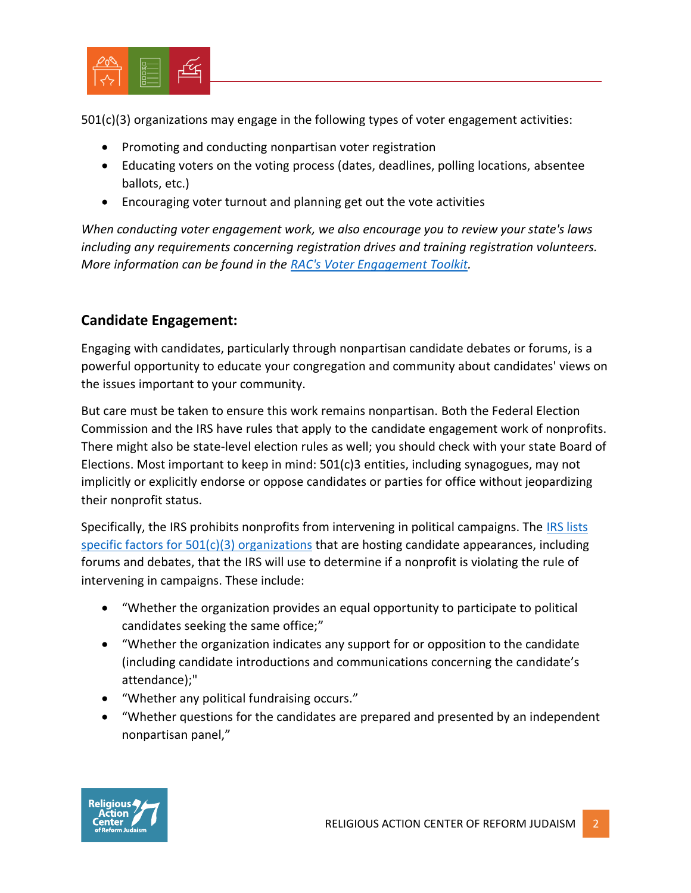501(c)(3) organizations may engage in the following types of voter engagement activities:

- Promoting and conducting nonpartisan voter registration
- Educating voters on the voting process (dates, deadlines, polling locations, absentee ballots, etc.)
- Encouraging voter turnout and planning get out the vote activities

*When conducting voter engagement work, we also encourage you to review your state's laws including any requirements concerning registration drives and training registration volunteers. More information can be found in the [RAC's Voter Engagement Toolkit](#).*

## Candidate Engagement:

Engaging with candidates, particularly through nonpartisan candidate debates or forums, is a powerful opportunity to educate your congregation and community about candidates' views on the issues important to your community.

But care must be taken to ensure this work remains nonpartisan. Both the Federal Election Commission and the IRS have rules that apply to the candidate engagement work of nonprofits. There might also be state-level election rules as well; you should check with your state Board of Elections. Most important to keep in mind: 501(c)3 entities, including synagogues, may not implicitly or explicitly endorse or oppose candidates or parties for office without jeopardizing their nonprofit status.

Specifically, the IRS prohibits nonprofits from intervening in political campaigns. The [IRS lists specific factors for 501(c)(3) organizations](#) that are hosting candidate appearances, including forums and debates, that the IRS will use to determine if a nonprofit is violating the rule of intervening in campaigns. These include:

- "Whether the organization provides an equal opportunity to participate to political candidates seeking the same office;"
- "Whether the organization indicates any support for or opposition to the candidate (including candidate introductions and communications concerning the candidate's attendance);"
- "Whether any political fundraising occurs."
- "Whether questions for the candidates are prepared and presented by an independent nonpartisan panel,"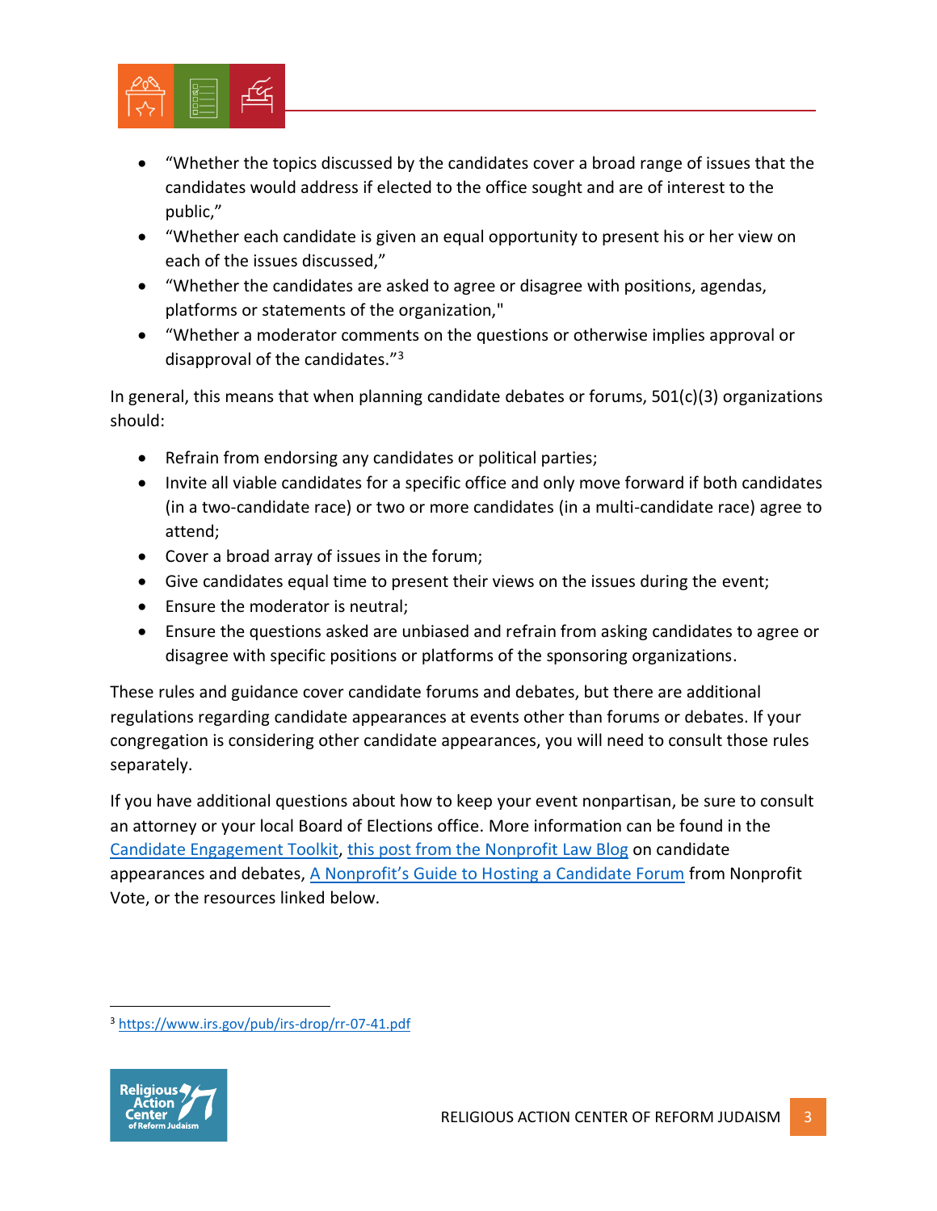- "Whether the topics discussed by the candidates cover a broad range of issues that the candidates would address if elected to the office sought and are of interest to the public,"
- "Whether each candidate is given an equal opportunity to present his or her view on each of the issues discussed,"
- "Whether the candidates are asked to agree or disagree with positions, agendas, platforms or statements of the organization,"
- "Whether a moderator comments on the questions or otherwise implies approval or disapproval of the candidates."[3]

In general, this means that when planning candidate debates or forums, 501(c)(3) organizations should:

- Refrain from endorsing any candidates or political parties;
- Invite all viable candidates for a specific office and only move forward if both candidates (in a two-candidate race) or two or more candidates (in a multi-candidate race) agree to attend;
- Cover a broad array of issues in the forum;
- Give candidates equal time to present their views on the issues during the event;
- Ensure the moderator is neutral;
- Ensure the questions asked are unbiased and refrain from asking candidates to agree or disagree with specific positions or platforms of the sponsoring organizations.

These rules and guidance cover candidate forums and debates, but there are additional regulations regarding candidate appearances at events other than forums or debates. If your congregation is considering other candidate appearances, you will need to consult those rules separately.

If you have additional questions about how to keep your event nonpartisan, be sure to consult an attorney or your local Board of Elections office. More information can be found in the Candidate Engagement Toolkit, this post from the Nonprofit Law Blog on candidate appearances and debates, A Nonprofit's Guide to Hosting a Candidate Forum from Nonprofit Vote, or the resources linked below.

[3] https://www.irs.gov/pub/irs-drop/rr-07-41.pdf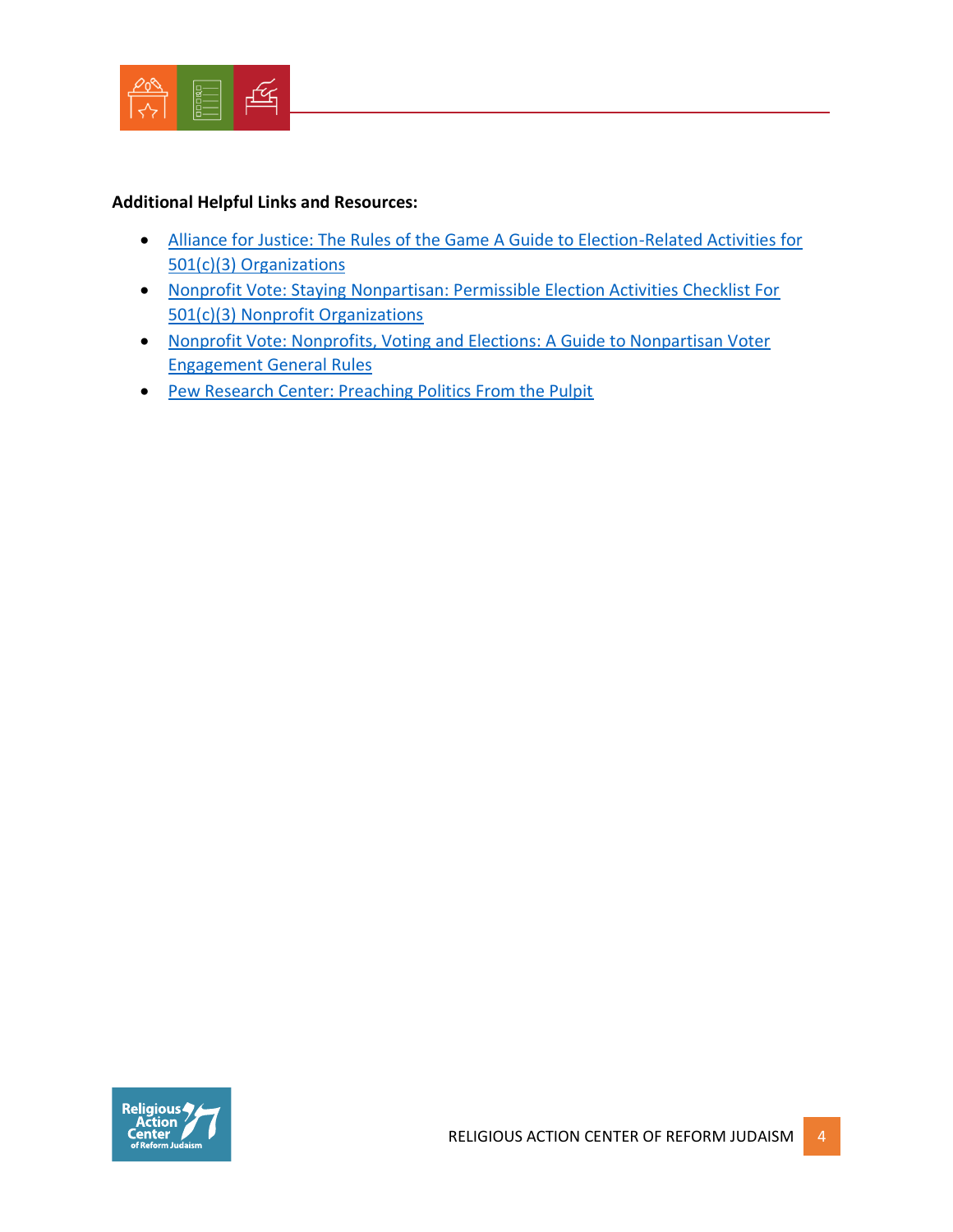**Additional Helpful Links and Resources:**

- Alliance for Justice: The Rules of the Game A Guide to Election-Related Activities for 501(c)(3) Organizations
- Nonprofit Vote: Staying Nonpartisan: Permissible Election Activities Checklist For 501(c)(3) Nonprofit Organizations
- Nonprofit Vote: Nonprofits, Voting and Elections: A Guide to Nonpartisan Voter Engagement General Rules
- Pew Research Center: Preaching Politics From the Pulpit